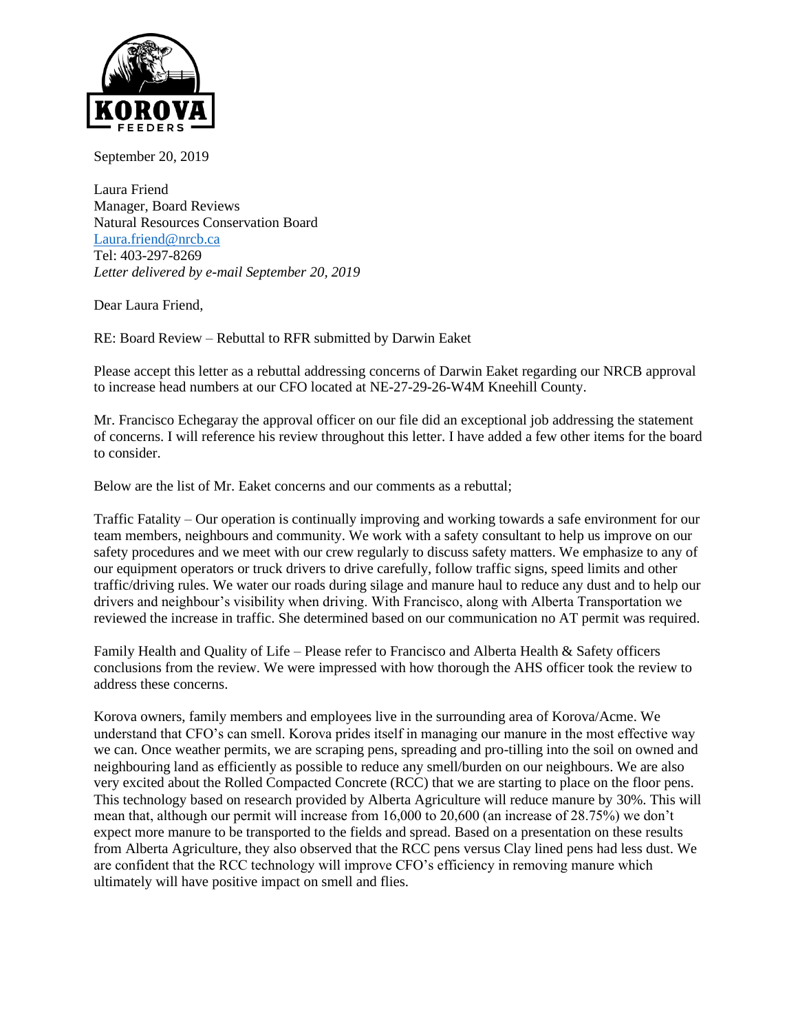September 20, 2019

Laura Friend
Manager, Board Reviews
Natural Resources Conservation Board
Laura.friend@nrcb.ca
Tel: 403-297-8269
*Letter delivered by e-mail September 20, 2019*

Dear Laura Friend,

RE: Board Review – Rebuttal to RFR submitted by Darwin Eaket

Please accept this letter as a rebuttal addressing concerns of Darwin Eaket regarding our NRCB approval to increase head numbers at our CFO located at NE-27-29-26-W4M Kneehill County.

Mr. Francisco Echegaray the approval officer on our file did an exceptional job addressing the statement of concerns. I will reference his review throughout this letter. I have added a few other items for the board to consider.

Below are the list of Mr. Eaket concerns and our comments as a rebuttal;

Traffic Fatality – Our operation is continually improving and working towards a safe environment for our team members, neighbours and community. We work with a safety consultant to help us improve on our safety procedures and we meet with our crew regularly to discuss safety matters. We emphasize to any of our equipment operators or truck drivers to drive carefully, follow traffic signs, speed limits and other traffic/driving rules. We water our roads during silage and manure haul to reduce any dust and to help our drivers and neighbour's visibility when driving. With Francisco, along with Alberta Transportation we reviewed the increase in traffic. She determined based on our communication no AT permit was required.

Family Health and Quality of Life – Please refer to Francisco and Alberta Health & Safety officers conclusions from the review. We were impressed with how thorough the AHS officer took the review to address these concerns.

Korova owners, family members and employees live in the surrounding area of Korova/Acme. We understand that CFO's can smell. Korova prides itself in managing our manure in the most effective way we can. Once weather permits, we are scraping pens, spreading and pro-tilling into the soil on owned and neighbouring land as efficiently as possible to reduce any smell/burden on our neighbours. We are also very excited about the Rolled Compacted Concrete (RCC) that we are starting to place on the floor pens. This technology based on research provided by Alberta Agriculture will reduce manure by 30%. This will mean that, although our permit will increase from 16,000 to 20,600 (an increase of 28.75%) we don't expect more manure to be transported to the fields and spread. Based on a presentation on these results from Alberta Agriculture, they also observed that the RCC pens versus Clay lined pens had less dust. We are confident that the RCC technology will improve CFO's efficiency in removing manure which ultimately will have positive impact on smell and flies.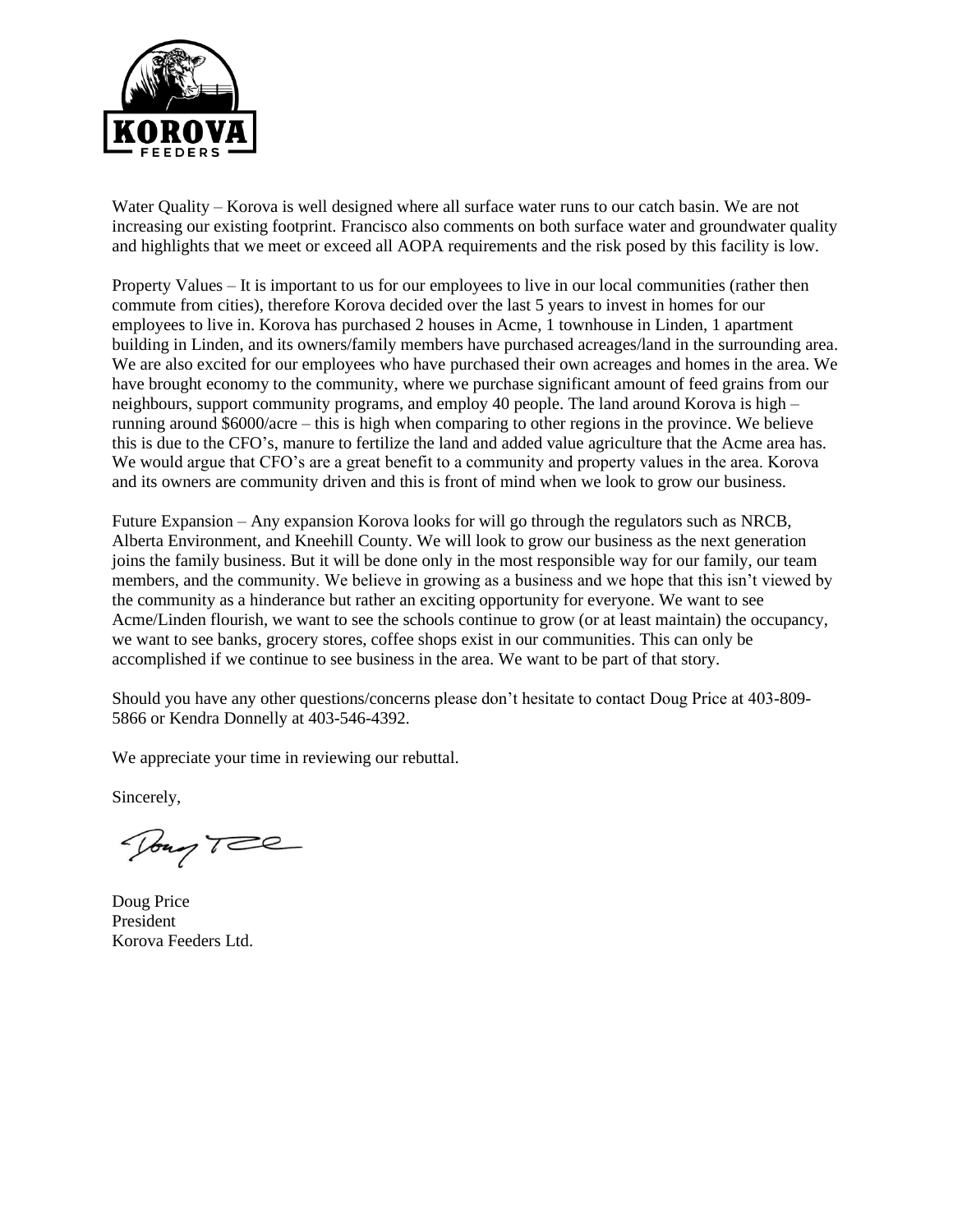Water Quality – Korova is well designed where all surface water runs to our catch basin. We are not increasing our existing footprint. Francisco also comments on both surface water and groundwater quality and highlights that we meet or exceed all AOPA requirements and the risk posed by this facility is low.

Property Values – It is important to us for our employees to live in our local communities (rather then commute from cities), therefore Korova decided over the last 5 years to invest in homes for our employees to live in. Korova has purchased 2 houses in Acme, 1 townhouse in Linden, 1 apartment building in Linden, and its owners/family members have purchased acreages/land in the surrounding area. We are also excited for our employees who have purchased their own acreages and homes in the area. We have brought economy to the community, where we purchase significant amount of feed grains from our neighbours, support community programs, and employ 40 people. The land around Korova is high – running around $6000/acre – this is high when comparing to other regions in the province. We believe this is due to the CFO's, manure to fertilize the land and added value agriculture that the Acme area has. We would argue that CFO's are a great benefit to a community and property values in the area. Korova and its owners are community driven and this is front of mind when we look to grow our business.

Future Expansion – Any expansion Korova looks for will go through the regulators such as NRCB, Alberta Environment, and Kneehill County. We will look to grow our business as the next generation joins the family business. But it will be done only in the most responsible way for our family, our team members, and the community. We believe in growing as a business and we hope that this isn't viewed by the community as a hinderance but rather an exciting opportunity for everyone. We want to see Acme/Linden flourish, we want to see the schools continue to grow (or at least maintain) the occupancy, we want to see banks, grocery stores, coffee shops exist in our communities. This can only be accomplished if we continue to see business in the area. We want to be part of that story.

Should you have any other questions/concerns please don't hesitate to contact Doug Price at 403-809-5866 or Kendra Donnelly at 403-546-4392.

We appreciate your time in reviewing our rebuttal.

Sincerely,

Doug Price
President
Korova Feeders Ltd.